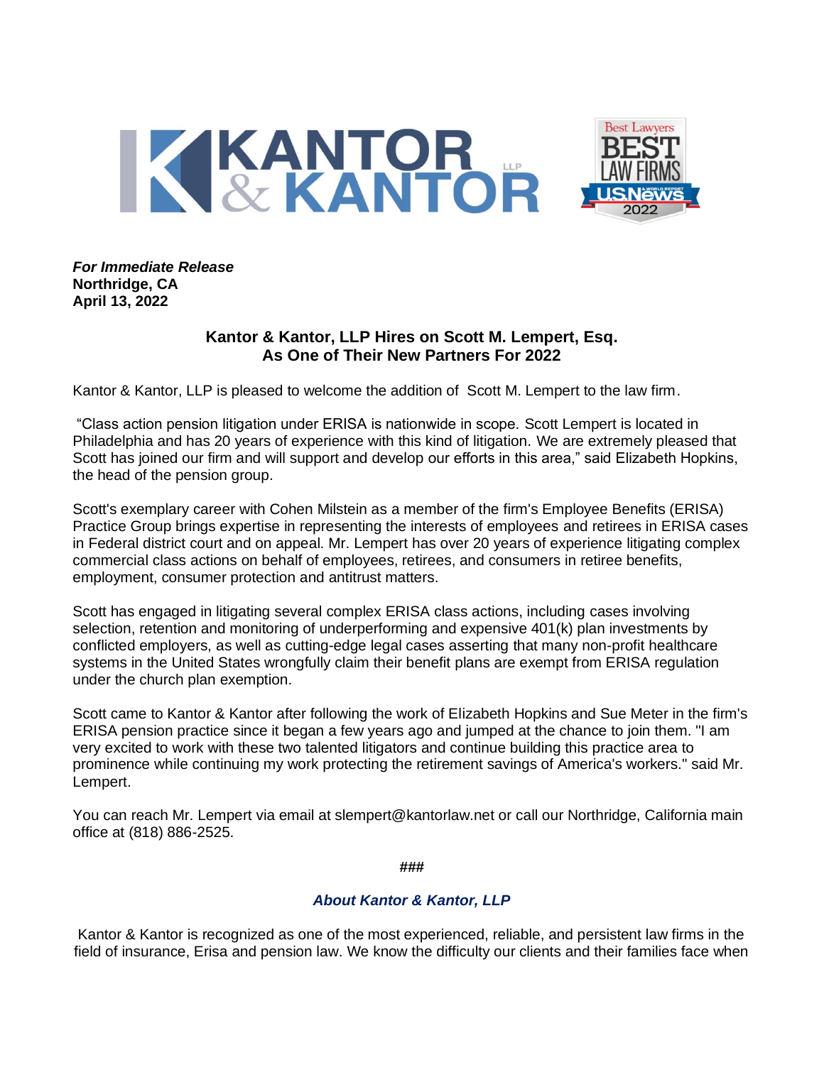***For Immediate Release***
**Northridge, CA**
**April 13, 2022**

## Kantor & Kantor, LLP Hires on Scott M. Lempert, Esq. As One of Their New Partners For 2022

Kantor & Kantor, LLP is pleased to welcome the addition of Scott M. Lempert to the law firm.

"Class action pension litigation under ERISA is nationwide in scope. Scott Lempert is located in Philadelphia and has 20 years of experience with this kind of litigation. We are extremely pleased that Scott has joined our firm and will support and develop our efforts in this area," said Elizabeth Hopkins, the head of the pension group.

Scott's exemplary career with Cohen Milstein as a member of the firm's Employee Benefits (ERISA) Practice Group brings expertise in representing the interests of employees and retirees in ERISA cases in Federal district court and on appeal. Mr. Lempert has over 20 years of experience litigating complex commercial class actions on behalf of employees, retirees, and consumers in retiree benefits, employment, consumer protection and antitrust matters.

Scott has engaged in litigating several complex ERISA class actions, including cases involving selection, retention and monitoring of underperforming and expensive 401(k) plan investments by conflicted employers, as well as cutting-edge legal cases asserting that many non-profit healthcare systems in the United States wrongfully claim their benefit plans are exempt from ERISA regulation under the church plan exemption.

Scott came to Kantor & Kantor after following the work of Elizabeth Hopkins and Sue Meter in the firm's ERISA pension practice since it began a few years ago and jumped at the chance to join them. "I am very excited to work with these two talented litigators and continue building this practice area to prominence while continuing my work protecting the retirement savings of America's workers." said Mr. Lempert.

You can reach Mr. Lempert via email at slempert@kantorlaw.net or call our Northridge, California main office at (818) 886-2525.

###

### *About Kantor & Kantor, LLP*

Kantor & Kantor is recognized as one of the most experienced, reliable, and persistent law firms in the field of insurance, Erisa and pension law. We know the difficulty our clients and their families face when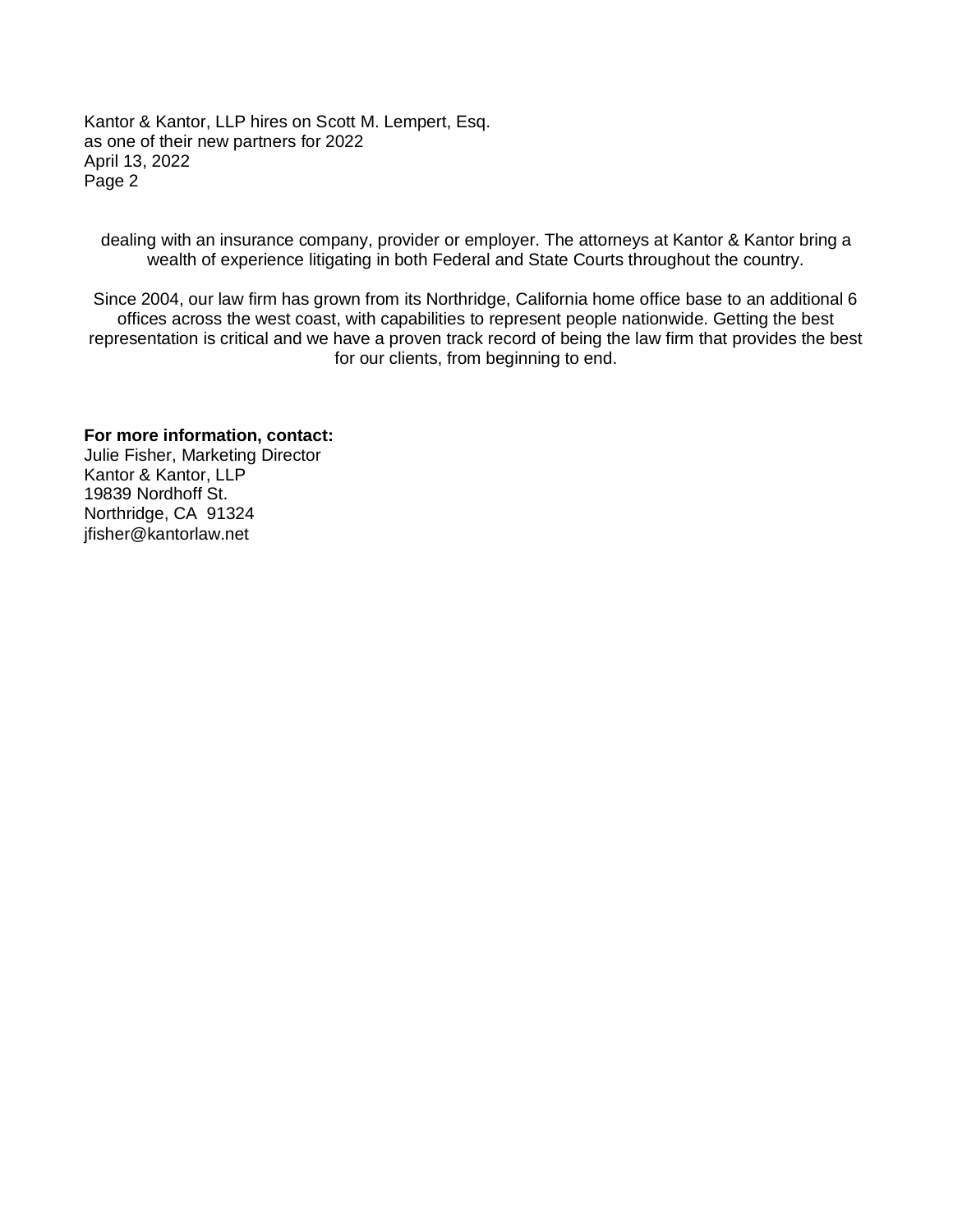dealing with an insurance company, provider or employer. The attorneys at Kantor & Kantor bring a wealth of experience litigating in both Federal and State Courts throughout the country.

Since 2004, our law firm has grown from its Northridge, California home office base to an additional 6 offices across the west coast, with capabilities to represent people nationwide. Getting the best representation is critical and we have a proven track record of being the law firm that provides the best for our clients, from beginning to end.

**For more information, contact:**
Julie Fisher, Marketing Director
Kantor & Kantor, LLP
19839 Nordhoff St.
Northridge, CA 91324
jfisher@kantorlaw.net